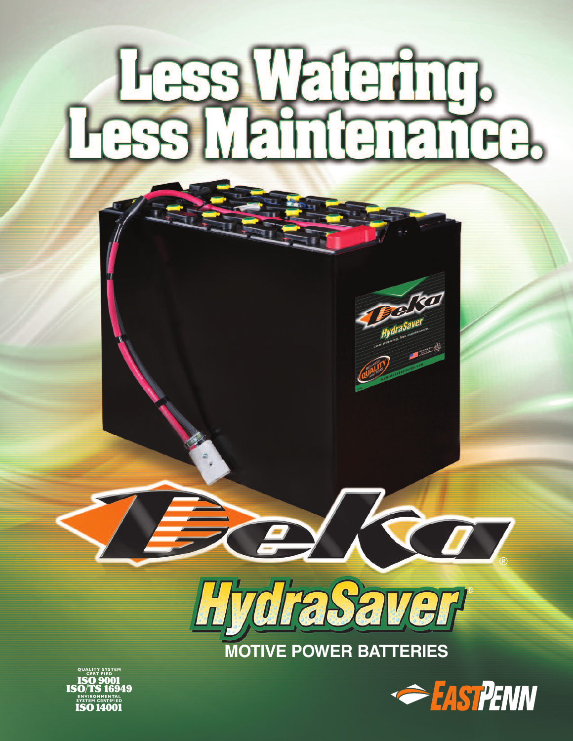# Less Watering. Less Maintenance.

Deka®

HydraSaver®

## MOTIVE POWER BATTERIES

QUALITY SYSTEM CERTIFIED
ISO 9001
ISO/TS 16949
ENVIRONMENTAL SYSTEM CERTIFIED
ISO 14001

EASTPENN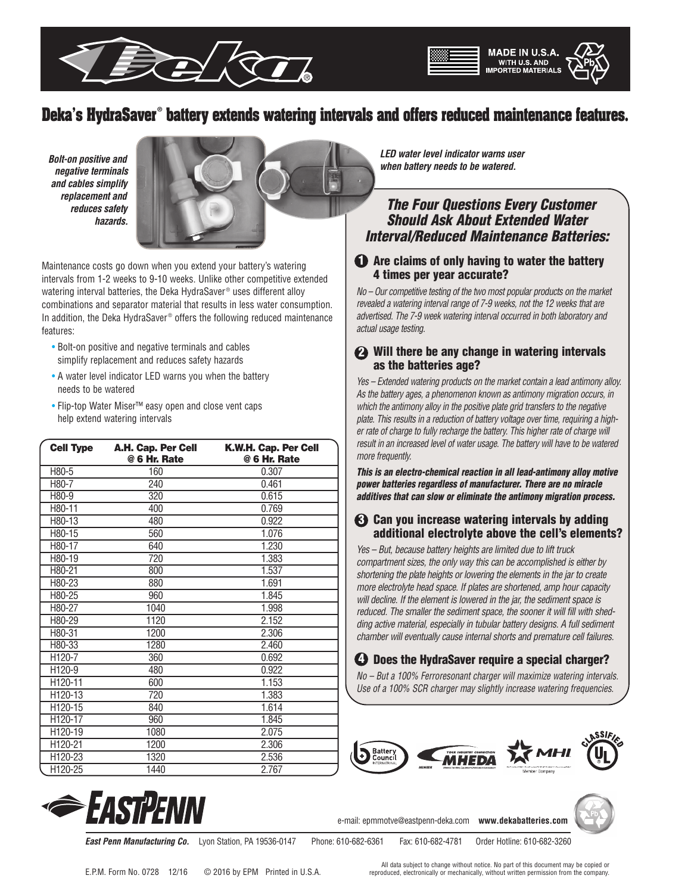MADE IN U.S.A. WITH U.S. AND IMPORTED MATERIALS

# Deka's HydraSaver® battery extends watering intervals and offers reduced maintenance features.

***Bolt-on positive and negative terminals and cables simplify replacement and reduces safety hazards.***

***LED water level indicator warns user when battery needs to be watered.***

Maintenance costs go down when you extend your battery's watering intervals from 1-2 weeks to 9-10 weeks. Unlike other competitive extended watering interval batteries, the Deka HydraSaver® uses different alloy combinations and separator material that results in less water consumption. In addition, the Deka HydraSaver® offers the following reduced maintenance features:

- Bolt-on positive and negative terminals and cables simplify replacement and reduces safety hazards
- A water level indicator LED warns you when the battery needs to be watered
- Flip-top Water Miser™ easy open and close vent caps help extend watering intervals

| Cell Type | A.H. Cap. Per Cell @ 6 Hr. Rate | K.W.H. Cap. Per Cell @ 6 Hr. Rate |
|---|---|---|
| H80-5 | 160 | 0.307 |
| H80-7 | 240 | 0.461 |
| H80-9 | 320 | 0.615 |
| H80-11 | 400 | 0.769 |
| H80-13 | 480 | 0.922 |
| H80-15 | 560 | 1.076 |
| H80-17 | 640 | 1.230 |
| H80-19 | 720 | 1.383 |
| H80-21 | 800 | 1.537 |
| H80-23 | 880 | 1.691 |
| H80-25 | 960 | 1.845 |
| H80-27 | 1040 | 1.998 |
| H80-29 | 1120 | 2.152 |
| H80-31 | 1200 | 2.306 |
| H80-33 | 1280 | 2.460 |
| H120-7 | 360 | 0.692 |
| H120-9 | 480 | 0.922 |
| H120-11 | 600 | 1.153 |
| H120-13 | 720 | 1.383 |
| H120-15 | 840 | 1.614 |
| H120-17 | 960 | 1.845 |
| H120-19 | 1080 | 2.075 |
| H120-21 | 1200 | 2.306 |
| H120-23 | 1320 | 2.536 |
| H120-25 | 1440 | 2.767 |

## *The Four Questions Every Customer Should Ask About Extended Water Interval/Reduced Maintenance Batteries:*

### 1 Are claims of only having to water the battery 4 times per year accurate?

*No – Our competitive testing of the two most popular products on the market revealed a watering interval range of 7-9 weeks, not the 12 weeks that are advertised. The 7-9 week watering interval occurred in both laboratory and actual usage testing.*

### 2 Will there be any change in watering intervals as the batteries age?

*Yes – Extended watering products on the market contain a lead antimony alloy. As the battery ages, a phenomenon known as antimony migration occurs, in which the antimony alloy in the positive plate grid transfers to the negative plate. This results in a reduction of battery voltage over time, requiring a higher rate of charge to fully recharge the battery. This higher rate of charge will result in an increased level of water usage. The battery will have to be watered more frequently.*

***This is an electro-chemical reaction in all lead-antimony alloy motive power batteries regardless of manufacturer. There are no miracle additives that can slow or eliminate the antimony migration process.***

### 3 Can you increase watering intervals by adding additional electrolyte above the cell's elements?

*Yes – But, because battery heights are limited due to lift truck compartment sizes, the only way this can be accomplished is either by shortening the plate heights or lowering the elements in the jar to create more electrolyte head space. If plates are shortened, amp hour capacity will decline. If the element is lowered in the jar, the sediment space is reduced. The smaller the sediment space, the sooner it will fill with shedding active material, especially in tubular battery designs. A full sediment chamber will eventually cause internal shorts and premature cell failures.*

### 4 Does the HydraSaver require a special charger?

*No – But a 100% Ferroresonant charger will maximize watering intervals. Use of a 100% SCR charger may slightly increase watering frequencies.*

e-mail: epmmotve@eastpenn-deka.com **www.dekabatteries.com**

***East Penn Manufacturing Co.*** Lyon Station, PA 19536-0147 Phone: 610-682-6361 Fax: 610-682-4781 Order Hotline: 610-682-3260

E.P.M. Form No. 0728 12/16 © 2016 by EPM Printed in U.S.A.

All data subject to change without notice. No part of this document may be copied or reproduced, electronically or mechanically, without written permission from the company.